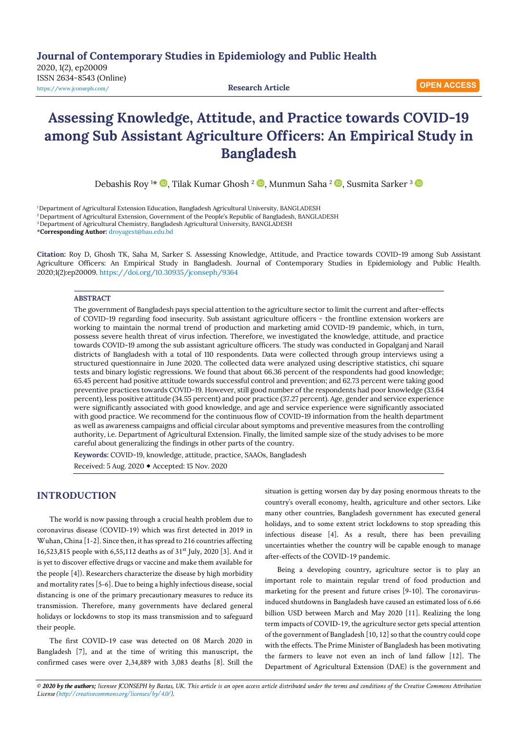Journal of Contemporary Studies in Epidemiology and Public Health
2020, 1(2), ep20009
ISSN 2634-8543 (Online)
https://www.jconseph.com/

Research Article

OPEN ACCESS

# Assessing Knowledge, Attitude, and Practice towards COVID-19 among Sub Assistant Agriculture Officers: An Empirical Study in Bangladesh

Debashis Roy [1]*, Tilak Kumar Ghosh [2], Munmun Saha [2], Susmita Sarker [3]

[1] Department of Agricultural Extension Education, Bangladesh Agricultural University, BANGLADESH
[2] Department of Agricultural Extension, Government of the People's Republic of Bangladesh, BANGLADESH
[3] Department of Agricultural Chemistry, Bangladesh Agricultural University, BANGLADESH
***Corresponding Author:** droyagext@bau.edu.bd

**Citation:** Roy D, Ghosh TK, Saha M, Sarker S. Assessing Knowledge, Attitude, and Practice towards COVID-19 among Sub Assistant Agriculture Officers: An Empirical Study in Bangladesh. Journal of Contemporary Studies in Epidemiology and Public Health. 2020;1(2):ep20009. https://doi.org/10.30935/jconseph/9364

## ABSTRACT

The government of Bangladesh pays special attention to the agriculture sector to limit the current and after-effects of COVID-19 regarding food insecurity. Sub assistant agriculture officers - the frontline extension workers are working to maintain the normal trend of production and marketing amid COVID-19 pandemic, which, in turn, possess severe health threat of virus infection. Therefore, we investigated the knowledge, attitude, and practice towards COVID-19 among the sub assistant agriculture officers. The study was conducted in Gopalganj and Narail districts of Bangladesh with a total of 110 respondents. Data were collected through group interviews using a structured questionnaire in June 2020. The collected data were analyzed using descriptive statistics, chi square tests and binary logistic regressions. We found that about 66.36 percent of the respondents had good knowledge; 65.45 percent had positive attitude towards successful control and prevention; and 62.73 percent were taking good preventive practices towards COVID-19. However, still good number of the respondents had poor knowledge (33.64 percent), less positive attitude (34.55 percent) and poor practice (37.27 percent). Age, gender and service experience were significantly associated with good knowledge, and age and service experience were significantly associated with good practice. We recommend for the continuous flow of COVID-19 information from the health department as well as awareness campaigns and official circular about symptoms and preventive measures from the controlling authority, i.e. Department of Agricultural Extension. Finally, the limited sample size of the study advises to be more careful about generalizing the findings in other parts of the country.

**Keywords:** COVID-19, knowledge, attitude, practice, SAAOs, Bangladesh

Received: 5 Aug. 2020 ◆ Accepted: 15 Nov. 2020

## INTRODUCTION

The world is now passing through a crucial health problem due to coronavirus disease (COVID-19) which was first detected in 2019 in Wuhan, China [1-2]. Since then, it has spread to 216 countries affecting 16,523,815 people with 6,55,112 deaths as of 31st July, 2020 [3]. And it is yet to discover effective drugs or vaccine and make them available for the people [4]). Researchers characterize the disease by high morbidity and mortality rates [5-6]. Due to being a highly infectious disease, social distancing is one of the primary precautionary measures to reduce its transmission. Therefore, many governments have declared general holidays or lockdowns to stop its mass transmission and to safeguard their people.

The first COVID-19 case was detected on 08 March 2020 in Bangladesh [7], and at the time of writing this manuscript, the confirmed cases were over 2,34,889 with 3,083 deaths [8]. Still the situation is getting worsen day by day posing enormous threats to the country's overall economy, health, agriculture and other sectors. Like many other countries, Bangladesh government has executed general holidays, and to some extent strict lockdowns to stop spreading this infectious disease [4]. As a result, there has been prevailing uncertainties whether the country will be capable enough to manage after-effects of the COVID-19 pandemic.

Being a developing country, agriculture sector is to play an important role to maintain regular trend of food production and marketing for the present and future crises [9-10]. The coronavirus-induced shutdowns in Bangladesh have caused an estimated loss of 6.66 billion USD between March and May 2020 [11]. Realizing the long term impacts of COVID-19, the agriculture sector gets special attention of the government of Bangladesh [10, 12] so that the country could cope with the effects. The Prime Minister of Bangladesh has been motivating the farmers to leave not even an inch of land fallow [12]. The Department of Agricultural Extension (DAE) is the government and

*© 2020 by the authors; licensee JCONSEPH by Bastas, UK. This article is an open access article distributed under the terms and conditions of the Creative Commons Attribution License (http://creativecommons.org/licenses/by/4.0/).*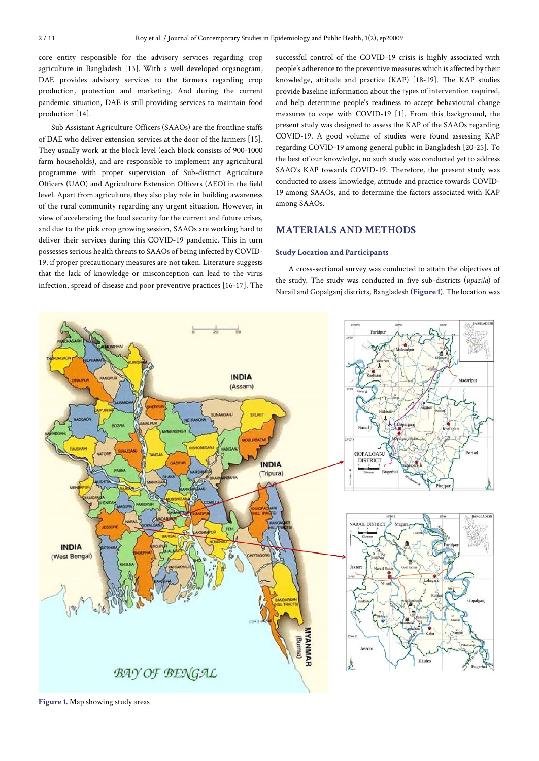core entity responsible for the advisory services regarding crop agriculture in Bangladesh [13]. With a well developed organogram, DAE provides advisory services to the farmers regarding crop production, protection and marketing. And during the current pandemic situation, DAE is still providing services to maintain food production [14].

Sub Assistant Agriculture Officers (SAAOs) are the frontline staffs of DAE who deliver extension services at the door of the farmers [15]. They usually work at the block level (each block consists of 900-1000 farm households), and are responsible to implement any agricultural programme with proper supervision of Sub-district Agriculture Officers (UAO) and Agriculture Extension Officers (AEO) in the field level. Apart from agriculture, they also play role in building awareness of the rural community regarding any urgent situation. However, in view of accelerating the food security for the current and future crises, and due to the pick crop growing session, SAAOs are working hard to deliver their services during this COVID-19 pandemic. This in turn possesses serious health threats to SAAOs of being infected by COVID-19, if proper precautionary measures are not taken. Literature suggests that the lack of knowledge or misconception can lead to the virus infection, spread of disease and poor preventive practices [16-17]. The successful control of the COVID-19 crisis is highly associated with people's adherence to the preventive measures which is affected by their knowledge, attitude and practice (KAP) [18-19]. The KAP studies provide baseline information about the types of intervention required, and help determine people's readiness to accept behavioural change measures to cope with COVID-19 [1]. From this background, the present study was designed to assess the KAP of the SAAOs regarding COVID-19. A good volume of studies were found assessing KAP regarding COVID-19 among general public in Bangladesh [20-25]. To the best of our knowledge, no such study was conducted yet to address SAAO's KAP towards COVID-19. Therefore, the present study was conducted to assess knowledge, attitude and practice towards COVID-19 among SAAOs, and to determine the factors associated with KAP among SAAOs.

## MATERIALS AND METHODS

### Study Location and Participants

A cross-sectional survey was conducted to attain the objectives of the study. The study was conducted in five sub-districts (*upazila*) of Narail and Gopalganj districts, Bangladesh (**Figure 1**). The location was

**Figure 1.** Map showing study areas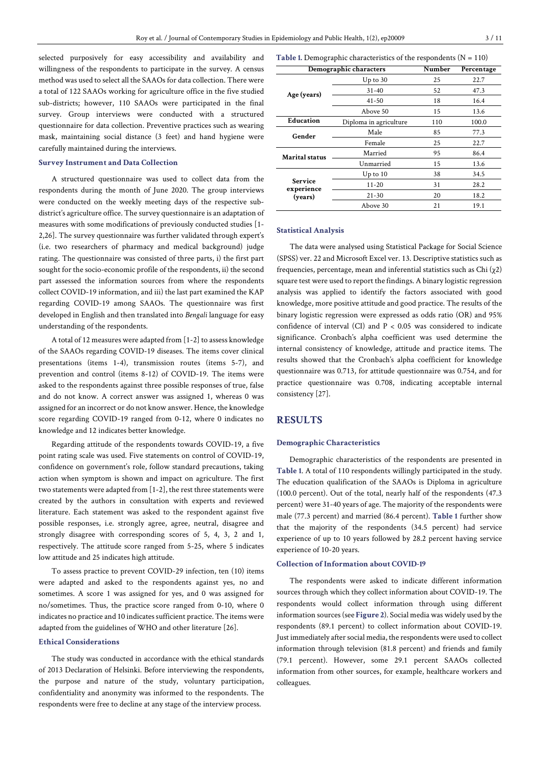selected purposively for easy accessibility and availability and willingness of the respondents to participate in the survey. A census method was used to select all the SAAOs for data collection. There were a total of 122 SAAOs working for agriculture office in the five studied sub-districts; however, 110 SAAOs were participated in the final survey. Group interviews were conducted with a structured questionnaire for data collection. Preventive practices such as wearing mask, maintaining social distance (3 feet) and hand hygiene were carefully maintained during the interviews.

### Survey Instrument and Data Collection

A structured questionnaire was used to collect data from the respondents during the month of June 2020. The group interviews were conducted on the weekly meeting days of the respective sub-district's agriculture office. The survey questionnaire is an adaptation of measures with some modifications of previously conducted studies [1-2,26]. The survey questionnaire was further validated through expert's (i.e. two researchers of pharmacy and medical background) judge rating. The questionnaire was consisted of three parts, i) the first part sought for the socio-economic profile of the respondents, ii) the second part assessed the information sources from where the respondents collect COVID-19 information, and iii) the last part examined the KAP regarding COVID-19 among SAAOs. The questionnaire was first developed in English and then translated into *Bengali* language for easy understanding of the respondents.

A total of 12 measures were adapted from [1-2] to assess knowledge of the SAAOs regarding COVID-19 diseases. The items cover clinical presentations (items 1-4), transmission routes (items 5-7), and prevention and control (items 8-12) of COVID-19. The items were asked to the respondents against three possible responses of true, false and do not know. A correct answer was assigned 1, whereas 0 was assigned for an incorrect or do not know answer. Hence, the knowledge score regarding COVID-19 ranged from 0-12, where 0 indicates no knowledge and 12 indicates better knowledge.

Regarding attitude of the respondents towards COVID-19, a five point rating scale was used. Five statements on control of COVID-19, confidence on government's role, follow standard precautions, taking action when symptom is shown and impact on agriculture. The first two statements were adapted from [1-2], the rest three statements were created by the authors in consultation with experts and reviewed literature. Each statement was asked to the respondent against five possible responses, i.e. strongly agree, agree, neutral, disagree and strongly disagree with corresponding scores of 5, 4, 3, 2 and 1, respectively. The attitude score ranged from 5-25, where 5 indicates low attitude and 25 indicates high attitude.

To assess practice to prevent COVID-29 infection, ten (10) items were adapted and asked to the respondents against yes, no and sometimes. A score 1 was assigned for yes, and 0 was assigned for no/sometimes. Thus, the practice score ranged from 0-10, where 0 indicates no practice and 10 indicates sufficient practice. The items were adapted from the guidelines of WHO and other literature [26].

### Ethical Considerations

The study was conducted in accordance with the ethical standards of 2013 Declaration of Helsinki. Before interviewing the respondents, the purpose and nature of the study, voluntary participation, confidentiality and anonymity was informed to the respondents. The respondents were free to decline at any stage of the interview process.

**Table 1.** Demographic characteristics of the respondents (N = 110)

| Demographic characters | | Number | Percentage |
|---|---|---|---|
| Age (years) | Up to 30 | 25 | 22.7 |
| | 31-40 | 52 | 47.3 |
| | 41-50 | 18 | 16.4 |
| | Above 50 | 15 | 13.6 |
| Education | Diploma in agriculture | 110 | 100.0 |
| Gender | Male | 85 | 77.3 |
| | Female | 25 | 22.7 |
| Marital status | Married | 95 | 86.4 |
| | Unmarried | 15 | 13.6 |
| Service experience (years) | Up to 10 | 38 | 34.5 |
| | 11-20 | 31 | 28.2 |
| | 21-30 | 20 | 18.2 |
| | Above 30 | 21 | 19.1 |

### Statistical Analysis

The data were analysed using Statistical Package for Social Science (SPSS) ver. 22 and Microsoft Excel ver. 13. Descriptive statistics such as frequencies, percentage, mean and inferential statistics such as Chi ($\chi 2$) square test were used to report the findings. A binary logistic regression analysis was applied to identify the factors associated with good knowledge, more positive attitude and good practice. The results of the binary logistic regression were expressed as odds ratio (OR) and 95% confidence of interval (CI) and $P < 0.05$ was considered to indicate significance. Cronbach's alpha coefficient was used determine the internal consistency of knowledge, attitude and practice items. The results showed that the Cronbach's alpha coefficient for knowledge questionnaire was 0.713, for attitude questionnaire was 0.754, and for practice questionnaire was 0.708, indicating acceptable internal consistency [27].

## RESULTS

### Demographic Characteristics

Demographic characteristics of the respondents are presented in **Table 1**. A total of 110 respondents willingly participated in the study. The education qualification of the SAAOs is Diploma in agriculture (100.0 percent). Out of the total, nearly half of the respondents (47.3 percent) were 31-40 years of age. The majority of the respondents were male (77.3 percent) and married (86.4 percent). **Table 1** further show that the majority of the respondents (34.5 percent) had service experience of up to 10 years followed by 28.2 percent having service experience of 10-20 years.

### Collection of Information about COVID-19

The respondents were asked to indicate different information sources through which they collect information about COVID-19. The respondents would collect information through using different information sources (see **Figure 2**). Social media was widely used by the respondents (89.1 percent) to collect information about COVID-19. Just immediately after social media, the respondents were used to collect information through television (81.8 percent) and friends and family (79.1 percent). However, some 29.1 percent SAAOs collected information from other sources, for example, healthcare workers and colleagues.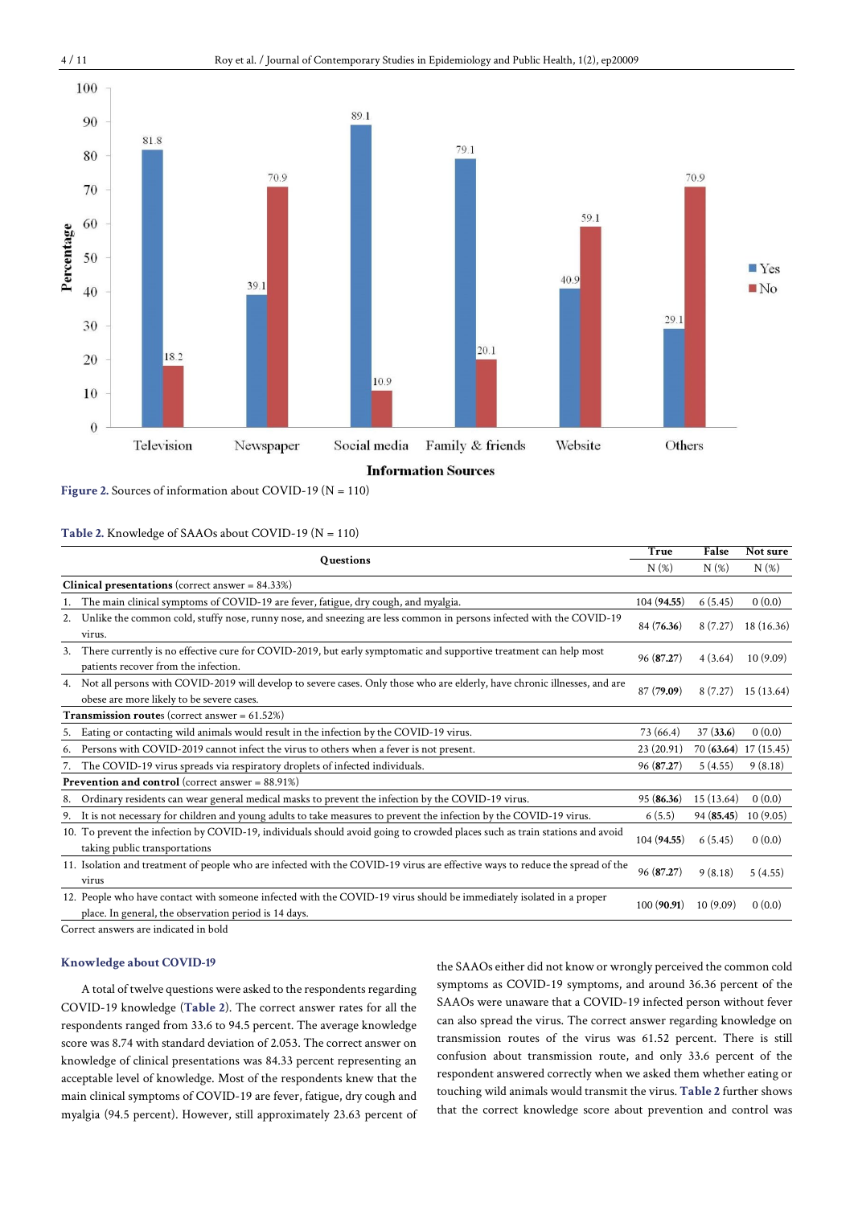Figure 2. Sources of information about COVID-19 (N = 110)

Table 2. Knowledge of SAAOs about COVID-19 (N = 110)

| Questions | True N (%) | False N (%) | Not sure N (%) |
|---|---|---|---|
| **Clinical presentations** (correct answer = 84.33%) | | | |
| 1. The main clinical symptoms of COVID-19 are fever, fatigue, dry cough, and myalgia. | 104 (**94.55**) | 6 (5.45) | 0 (0.0) |
| 2. Unlike the common cold, stuffy nose, runny nose, and sneezing are less common in persons infected with the COVID-19 virus. | 84 (**76.36**) | 8 (7.27) | 18 (16.36) |
| 3. There currently is no effective cure for COVID-2019, but early symptomatic and supportive treatment can help most patients recover from the infection. | 96 (**87.27**) | 4 (3.64) | 10 (9.09) |
| 4. Not all persons with COVID-2019 will develop to severe cases. Only those who are elderly, have chronic illnesses, and are obese are more likely to be severe cases. | 87 (**79.09**) | 8 (7.27) | 15 (13.64) |
| **Transmission route**s (correct answer = 61.52%) | | | |
| 5. Eating or contacting wild animals would result in the infection by the COVID-19 virus. | 73 (66.4) | 37 (**33.6**) | 0 (0.0) |
| 6. Persons with COVID-2019 cannot infect the virus to others when a fever is not present. | 23 (20.91) | 70 (**63.64**) | 17 (15.45) |
| 7. The COVID-19 virus spreads via respiratory droplets of infected individuals. | 96 (**87.27**) | 5 (4.55) | 9 (8.18) |
| **Prevention and control** (correct answer = 88.91%) | | | |
| 8. Ordinary residents can wear general medical masks to prevent the infection by the COVID-19 virus. | 95 (**86.36**) | 15 (13.64) | 0 (0.0) |
| 9. It is not necessary for children and young adults to take measures to prevent the infection by the COVID-19 virus. | 6 (5.5) | 94 (**85.45**) | 10 (9.05) |
| 10. To prevent the infection by COVID-19, individuals should avoid going to crowded places such as train stations and avoid taking public transportations | 104 (**94.55**) | 6 (5.45) | 0 (0.0) |
| 11. Isolation and treatment of people who are infected with the COVID-19 virus are effective ways to reduce the spread of the virus | 96 (**87.27**) | 9 (8.18) | 5 (4.55) |
| 12. People who have contact with someone infected with the COVID-19 virus should be immediately isolated in a proper place. In general, the observation period is 14 days. | 100 (**90.91**) | 10 (9.09) | 0 (0.0) |

Correct answers are indicated in bold

### Knowledge about COVID-19

A total of twelve questions were asked to the respondents regarding COVID-19 knowledge (Table 2). The correct answer rates for all the respondents ranged from 33.6 to 94.5 percent. The average knowledge score was 8.74 with standard deviation of 2.053. The correct answer on knowledge of clinical presentations was 84.33 percent representing an acceptable level of knowledge. Most of the respondents knew that the main clinical symptoms of COVID-19 are fever, fatigue, dry cough and myalgia (94.5 percent). However, still approximately 23.63 percent of the SAAOs either did not know or wrongly perceived the common cold symptoms as COVID-19 symptoms, and around 36.36 percent of the SAAOs were unaware that a COVID-19 infected person without fever can also spread the virus. The correct answer regarding knowledge on transmission routes of the virus was 61.52 percent. There is still confusion about transmission route, and only 33.6 percent of the respondent answered correctly when we asked them whether eating or touching wild animals would transmit the virus. Table 2 further shows that the correct knowledge score about prevention and control was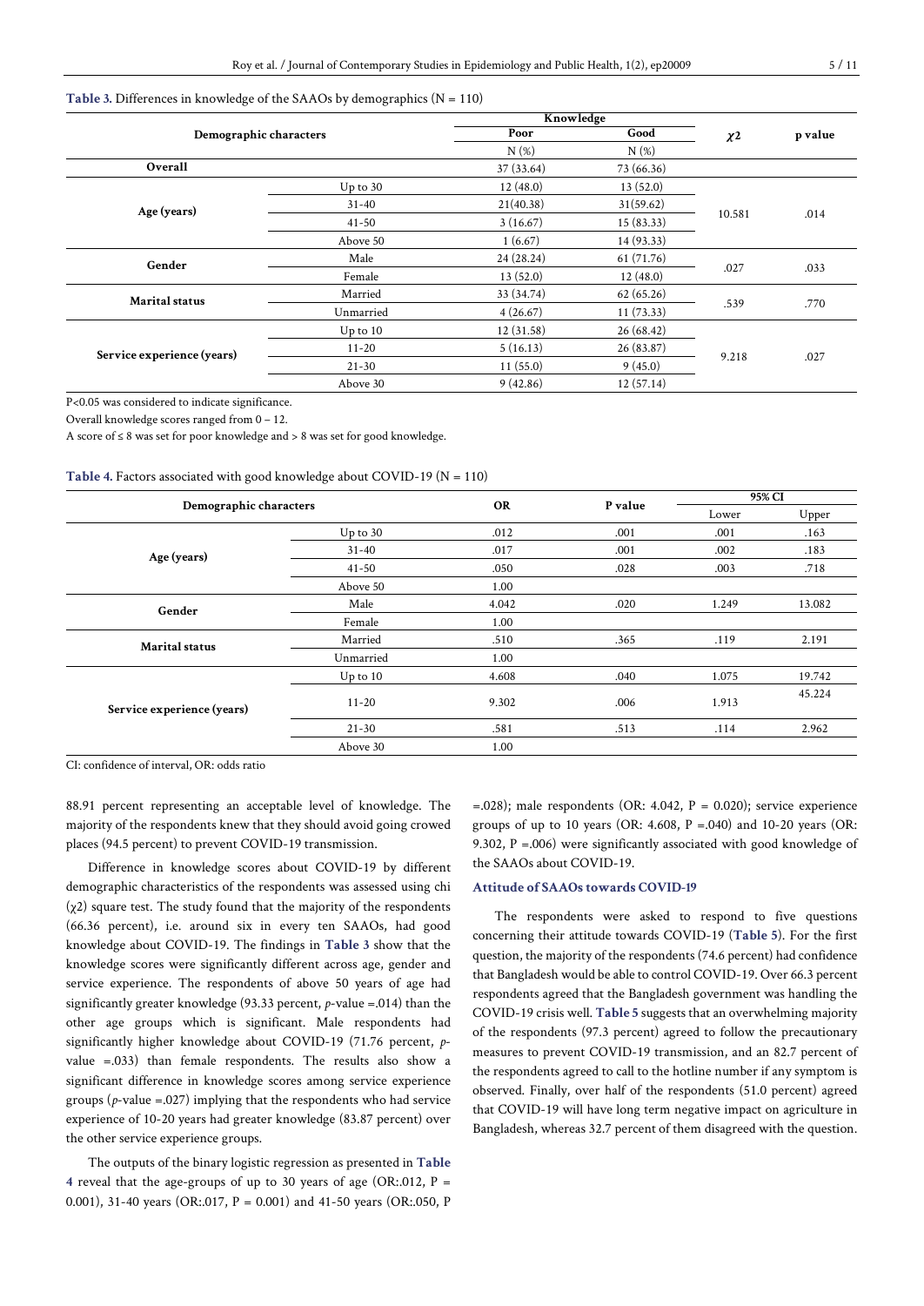**Table 3.** Differences in knowledge of the SAAOs by demographics (N = 110)

| Demographic characters | | Knowledge | | $\chi2$ | p value |
|---|---|---|---|---|---|
| | | Poor | Good | | |
| | | N (%) | N (%) | | |
| **Overall** | | 37 (33.64) | 73 (66.36) | | |
| **Age (years)** | Up to 30 | 12 (48.0) | 13 (52.0) | 10.581 | .014 |
| | 31-40 | 21(40.38) | 31(59.62) | | |
| | 41-50 | 3 (16.67) | 15 (83.33) | | |
| | Above 50 | 1 (6.67) | 14 (93.33) | | |
| **Gender** | Male | 24 (28.24) | 61 (71.76) | .027 | .033 |
| | Female | 13 (52.0) | 12 (48.0) | | |
| **Marital status** | Married | 33 (34.74) | 62 (65.26) | .539 | .770 |
| | Unmarried | 4 (26.67) | 11 (73.33) | | |
| **Service experience (years)** | Up to 10 | 12 (31.58) | 26 (68.42) | 9.218 | .027 |
| | 11-20 | 5 (16.13) | 26 (83.87) | | |
| | 21-30 | 11 (55.0) | 9 (45.0) | | |
| | Above 30 | 9 (42.86) | 12 (57.14) | | |

P<0.05 was considered to indicate significance.

Overall knowledge scores ranged from 0 – 12.

A score of ≤ 8 was set for poor knowledge and > 8 was set for good knowledge.

**Table 4.** Factors associated with good knowledge about COVID-19 (N = 110)

| Demographic characters | | OR | P value | 95% CI | |
|---|---|---|---|---|---|
| | | | | Lower | Upper |
| **Age (years)** | Up to 30 | .012 | .001 | .001 | .163 |
| | 31-40 | .017 | .001 | .002 | .183 |
| | 41-50 | .050 | .028 | .003 | .718 |
| | Above 50 | 1.00 | | | |
| **Gender** | Male | 4.042 | .020 | 1.249 | 13.082 |
| | Female | 1.00 | | | |
| **Marital status** | Married | .510 | .365 | .119 | 2.191 |
| | Unmarried | 1.00 | | | |
| **Service experience (years)** | Up to 10 | 4.608 | .040 | 1.075 | 19.742 |
| | 11-20 | 9.302 | .006 | 1.913 | 45.224 |
| | 21-30 | .581 | .513 | .114 | 2.962 |
| | Above 30 | 1.00 | | | |

CI: confidence of interval, OR: odds ratio

88.91 percent representing an acceptable level of knowledge. The majority of the respondents knew that they should avoid going crowed places (94.5 percent) to prevent COVID-19 transmission.

Difference in knowledge scores about COVID-19 by different demographic characteristics of the respondents was assessed using chi ($\chi2$) square test. The study found that the majority of the respondents (66.36 percent), i.e. around six in every ten SAAOs, had good knowledge about COVID-19. The findings in **Table 3** show that the knowledge scores were significantly different across age, gender and service experience. The respondents of above 50 years of age had significantly greater knowledge (93.33 percent, *p*-value =.014) than the other age groups which is significant. Male respondents had significantly higher knowledge about COVID-19 (71.76 percent, *p*-value =.033) than female respondents. The results also show a significant difference in knowledge scores among service experience groups (*p*-value =.027) implying that the respondents who had service experience of 10-20 years had greater knowledge (83.87 percent) over the other service experience groups.

The outputs of the binary logistic regression as presented in **Table 4** reveal that the age-groups of up to 30 years of age (OR:.012, P = 0.001), 31-40 years (OR:.017, P = 0.001) and 41-50 years (OR:.050, P =.028); male respondents (OR: 4.042, P = 0.020); service experience groups of up to 10 years (OR: 4.608, P =.040) and 10-20 years (OR: 9.302, P =.006) were significantly associated with good knowledge of the SAAOs about COVID-19.

### Attitude of SAAOs towards COVID-19

The respondents were asked to respond to five questions concerning their attitude towards COVID-19 (**Table 5**). For the first question, the majority of the respondents (74.6 percent) had confidence that Bangladesh would be able to control COVID-19. Over 66.3 percent respondents agreed that the Bangladesh government was handling the COVID-19 crisis well. **Table 5** suggests that an overwhelming majority of the respondents (97.3 percent) agreed to follow the precautionary measures to prevent COVID-19 transmission, and an 82.7 percent of the respondents agreed to call to the hotline number if any symptom is observed. Finally, over half of the respondents (51.0 percent) agreed that COVID-19 will have long term negative impact on agriculture in Bangladesh, whereas 32.7 percent of them disagreed with the question.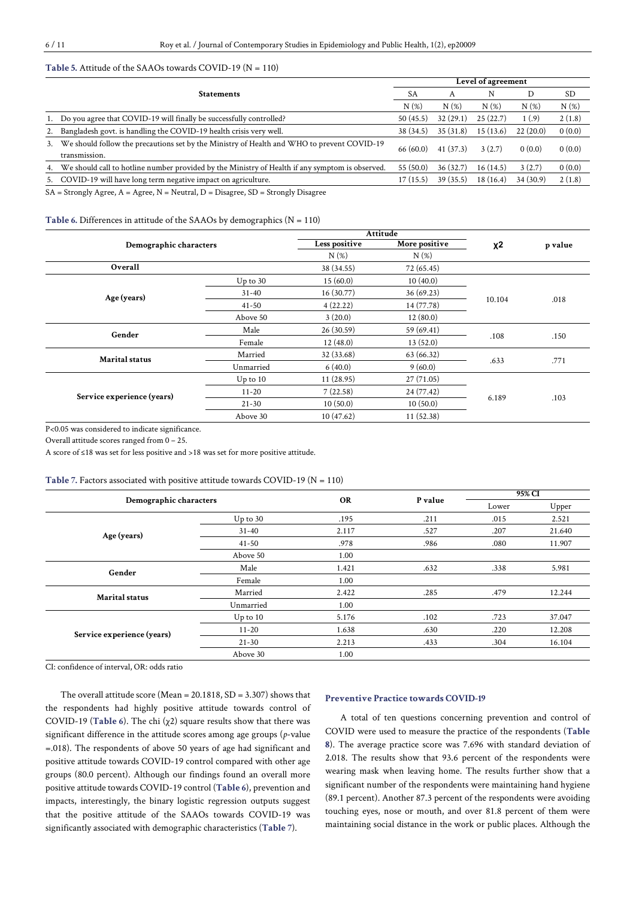**Table 5.** Attitude of the SAAOs towards COVID-19 (N = 110)

| Statements | Level of agreement | | | | |
|---|---|---|---|---|---|
| | SA | A | N | D | SD |
| | N (%) | N (%) | N (%) | N (%) | N (%) |
| 1. Do you agree that COVID-19 will finally be successfully controlled? | 50 (45.5) | 32 (29.1) | 25 (22.7) | 1 (.9) | 2 (1.8) |
| 2. Bangladesh govt. is handling the COVID-19 health crisis very well. | 38 (34.5) | 35 (31.8) | 15 (13.6) | 22 (20.0) | 0 (0.0) |
| 3. We should follow the precautions set by the Ministry of Health and WHO to prevent COVID-19 transmission. | 66 (60.0) | 41 (37.3) | 3 (2.7) | 0 (0.0) | 0 (0.0) |
| 4. We should call to hotline number provided by the Ministry of Health if any symptom is observed. | 55 (50.0) | 36 (32.7) | 16 (14.5) | 3 (2.7) | 0 (0.0) |
| 5. COVID-19 will have long term negative impact on agriculture. | 17 (15.5) | 39 (35.5) | 18 (16.4) | 34 (30.9) | 2 (1.8) |

SA = Strongly Agree, A = Agree, N = Neutral, D = Disagree, SD = Strongly Disagree

**Table 6.** Differences in attitude of the SAAOs by demographics (N = 110)

| Demographic characters | | Attitude | | $\chi2$ | p value |
|---|---|---|---|---|---|
| | | Less positive | More positive | | |
| | | N (%) | N (%) | | |
| Overall | | 38 (34.55) | 72 (65.45) | | |
| Age (years) | Up to 30 | 15 (60.0) | 10 (40.0) | 10.104 | .018 |
| | 31-40 | 16 (30.77) | 36 (69.23) | | |
| | 41-50 | 4 (22.22) | 14 (77.78) | | |
| | Above 50 | 3 (20.0) | 12 (80.0) | | |
| Gender | Male | 26 (30.59) | 59 (69.41) | .108 | .150 |
| | Female | 12 (48.0) | 13 (52.0) | | |
| Marital status | Married | 32 (33.68) | 63 (66.32) | .633 | .771 |
| | Unmarried | 6 (40.0) | 9 (60.0) | | |
| Service experience (years) | Up to 10 | 11 (28.95) | 27 (71.05) | 6.189 | .103 |
| | 11-20 | 7 (22.58) | 24 (77.42) | | |
| | 21-30 | 10 (50.0) | 10 (50.0) | | |
| | Above 30 | 10 (47.62) | 11 (52.38) | | |

P<0.05 was considered to indicate significance.
Overall attitude scores ranged from 0 – 25.
A score of ≤18 was set for less positive and >18 was set for more positive attitude.

**Table 7.** Factors associated with positive attitude towards COVID-19 (N = 110)

| Demographic characters | | OR | P value | 95% CI | |
|---|---|---|---|---|---|
| | | | | Lower | Upper |
| Age (years) | Up to 30 | .195 | .211 | .015 | 2.521 |
| | 31-40 | 2.117 | .527 | .207 | 21.640 |
| | 41-50 | .978 | .986 | .080 | 11.907 |
| | Above 50 | 1.00 | | | |
| Gender | Male | 1.421 | .632 | .338 | 5.981 |
| | Female | 1.00 | | | |
| Marital status | Married | 2.422 | .285 | .479 | 12.244 |
| | Unmarried | 1.00 | | | |
| Service experience (years) | Up to 10 | 5.176 | .102 | .723 | 37.047 |
| | 11-20 | 1.638 | .630 | .220 | 12.208 |
| | 21-30 | 2.213 | .433 | .304 | 16.104 |
| | Above 30 | 1.00 | | | |

CI: confidence of interval, OR: odds ratio

The overall attitude score (Mean = 20.1818, SD = 3.307) shows that the respondents had highly positive attitude towards control of COVID-19 (**Table 6**). The chi ($\chi2$) square results show that there was significant difference in the attitude scores among age groups (*p*-value =.018). The respondents of above 50 years of age had significant and positive attitude towards COVID-19 control compared with other age groups (80.0 percent). Although our findings found an overall more positive attitude towards COVID-19 control (**Table 6**), prevention and impacts, interestingly, the binary logistic regression outputs suggest that the positive attitude of the SAAOs towards COVID-19 was significantly associated with demographic characteristics (**Table 7**).

### Preventive Practice towards COVID-19

A total of ten questions concerning prevention and control of COVID were used to measure the practice of the respondents (**Table 8**). The average practice score was 7.696 with standard deviation of 2.018. The results show that 93.6 percent of the respondents were wearing mask when leaving home. The results further show that a significant number of the respondents were maintaining hand hygiene (89.1 percent). Another 87.3 percent of the respondents were avoiding touching eyes, nose or mouth, and over 81.8 percent of them were maintaining social distance in the work or public places. Although the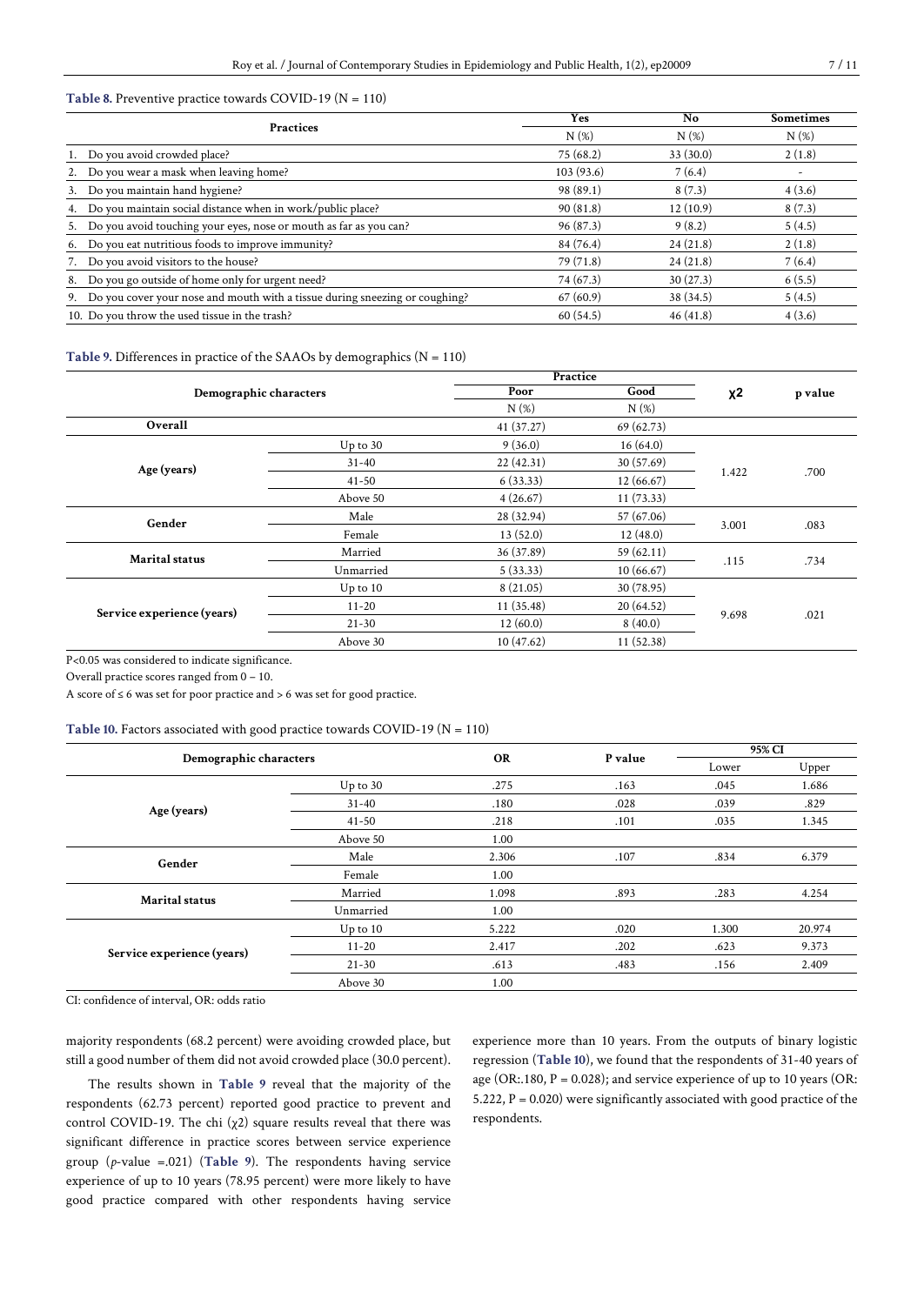**Table 8.** Preventive practice towards COVID-19 (N = 110)

| Practices | Yes | No | Sometimes |
|---|---|---|---|
| | N (%) | N (%) | N (%) |
| 1. Do you avoid crowded place? | 75 (68.2) | 33 (30.0) | 2 (1.8) |
| 2. Do you wear a mask when leaving home? | 103 (93.6) | 7 (6.4) | - |
| 3. Do you maintain hand hygiene? | 98 (89.1) | 8 (7.3) | 4 (3.6) |
| 4. Do you maintain social distance when in work/public place? | 90 (81.8) | 12 (10.9) | 8 (7.3) |
| 5. Do you avoid touching your eyes, nose or mouth as far as you can? | 96 (87.3) | 9 (8.2) | 5 (4.5) |
| 6. Do you eat nutritious foods to improve immunity? | 84 (76.4) | 24 (21.8) | 2 (1.8) |
| 7. Do you avoid visitors to the house? | 79 (71.8) | 24 (21.8) | 7 (6.4) |
| 8. Do you go outside of home only for urgent need? | 74 (67.3) | 30 (27.3) | 6 (5.5) |
| 9. Do you cover your nose and mouth with a tissue during sneezing or coughing? | 67 (60.9) | 38 (34.5) | 5 (4.5) |
| 10. Do you throw the used tissue in the trash? | 60 (54.5) | 46 (41.8) | 4 (3.6) |

**Table 9.** Differences in practice of the SAAOs by demographics (N = 110)

| Demographic characters | | Practice | | $\chi^2$ | p value |
|---|---|---|---|---|---|
| | | Poor | Good | | |
| | | N (%) | N (%) | | |
| **Overall** | | 41 (37.27) | 69 (62.73) | | |
| **Age (years)** | Up to 30 | 9 (36.0) | 16 (64.0) | 1.422 | .700 |
| | 31-40 | 22 (42.31) | 30 (57.69) | | |
| | 41-50 | 6 (33.33) | 12 (66.67) | | |
| | Above 50 | 4 (26.67) | 11 (73.33) | | |
| **Gender** | Male | 28 (32.94) | 57 (67.06) | 3.001 | .083 |
| | Female | 13 (52.0) | 12 (48.0) | | |
| **Marital status** | Married | 36 (37.89) | 59 (62.11) | .115 | .734 |
| | Unmarried | 5 (33.33) | 10 (66.67) | | |
| **Service experience (years)** | Up to 10 | 8 (21.05) | 30 (78.95) | 9.698 | .021 |
| | 11-20 | 11 (35.48) | 20 (64.52) | | |
| | 21-30 | 12 (60.0) | 8 (40.0) | | |
| | Above 30 | 10 (47.62) | 11 (52.38) | | |

P<0.05 was considered to indicate significance.

Overall practice scores ranged from 0 – 10.

A score of ≤ 6 was set for poor practice and > 6 was set for good practice.

**Table 10.** Factors associated with good practice towards COVID-19 (N = 110)

| Demographic characters | | OR | P value | 95% CI | |
|---|---|---|---|---|---|
| | | | | Lower | Upper |
| **Age (years)** | Up to 30 | .275 | .163 | .045 | 1.686 |
| | 31-40 | .180 | .028 | .039 | .829 |
| | 41-50 | .218 | .101 | .035 | 1.345 |
| | Above 50 | 1.00 | | | |
| **Gender** | Male | 2.306 | .107 | .834 | 6.379 |
| | Female | 1.00 | | | |
| **Marital status** | Married | 1.098 | .893 | .283 | 4.254 |
| | Unmarried | 1.00 | | | |
| **Service experience (years)** | Up to 10 | 5.222 | .020 | 1.300 | 20.974 |
| | 11-20 | 2.417 | .202 | .623 | 9.373 |
| | 21-30 | .613 | .483 | .156 | 2.409 |
| | Above 30 | 1.00 | | | |

CI: confidence of interval, OR: odds ratio

majority respondents (68.2 percent) were avoiding crowded place, but still a good number of them did not avoid crowded place (30.0 percent).

The results shown in **Table 9** reveal that the majority of the respondents (62.73 percent) reported good practice to prevent and control COVID-19. The chi ($\chi$2) square results reveal that there was significant difference in practice scores between service experience group (*p*-value =.021) (**Table 9**). The respondents having service experience of up to 10 years (78.95 percent) were more likely to have good practice compared with other respondents having service experience more than 10 years. From the outputs of binary logistic regression (**Table 10**), we found that the respondents of 31-40 years of age (OR:.180, P = 0.028); and service experience of up to 10 years (OR: 5.222, P = 0.020) were significantly associated with good practice of the respondents.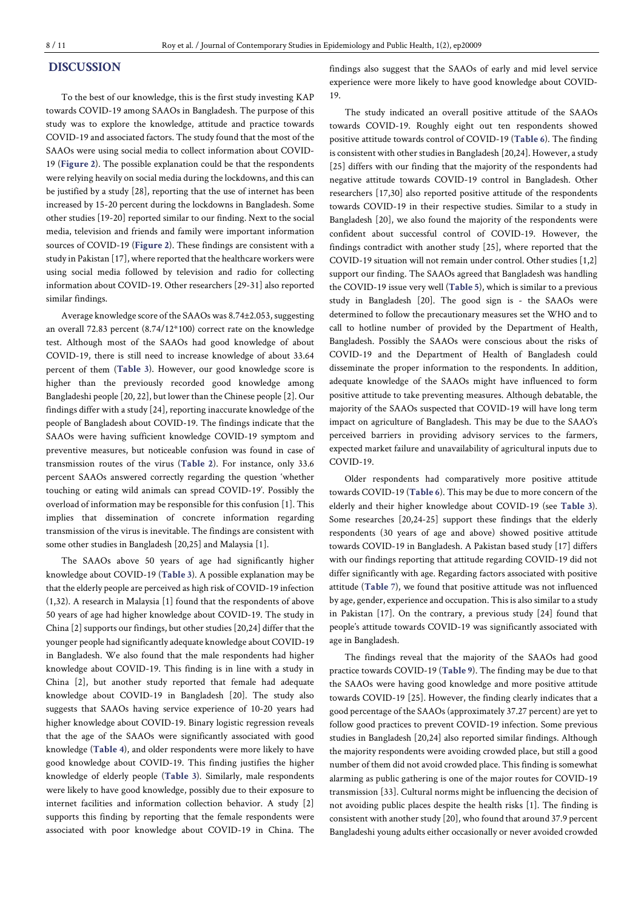## DISCUSSION

To the best of our knowledge, this is the first study investing KAP towards COVID-19 among SAAOs in Bangladesh. The purpose of this study was to explore the knowledge, attitude and practice towards COVID-19 and associated factors. The study found that the most of the SAAOs were using social media to collect information about COVID-19 (**Figure 2**). The possible explanation could be that the respondents were relying heavily on social media during the lockdowns, and this can be justified by a study [28], reporting that the use of internet has been increased by 15-20 percent during the lockdowns in Bangladesh. Some other studies [19-20] reported similar to our finding. Next to the social media, television and friends and family were important information sources of COVID-19 (**Figure 2**). These findings are consistent with a study in Pakistan [17], where reported that the healthcare workers were using social media followed by television and radio for collecting information about COVID-19. Other researchers [29-31] also reported similar findings.

Average knowledge score of the SAAOs was 8.74±2.053, suggesting an overall 72.83 percent (8.74/12*100) correct rate on the knowledge test. Although most of the SAAOs had good knowledge of about COVID-19, there is still need to increase knowledge of about 33.64 percent of them (**Table 3**). However, our good knowledge score is higher than the previously recorded good knowledge among Bangladeshi people [20, 22], but lower than the Chinese people [2]. Our findings differ with a study [24], reporting inaccurate knowledge of the people of Bangladesh about COVID-19. The findings indicate that the SAAOs were having sufficient knowledge COVID-19 symptom and preventive measures, but noticeable confusion was found in case of transmission routes of the virus (**Table 2**). For instance, only 33.6 percent SAAOs answered correctly regarding the question 'whether touching or eating wild animals can spread COVID-19'. Possibly the overload of information may be responsible for this confusion [1]. This implies that dissemination of concrete information regarding transmission of the virus is inevitable. The findings are consistent with some other studies in Bangladesh [20,25] and Malaysia [1].

The SAAOs above 50 years of age had significantly higher knowledge about COVID-19 (**Table 3**). A possible explanation may be that the elderly people are perceived as high risk of COVID-19 infection (1,32). A research in Malaysia [1] found that the respondents of above 50 years of age had higher knowledge about COVID-19. The study in China [2] supports our findings, but other studies [20,24] differ that the younger people had significantly adequate knowledge about COVID-19 in Bangladesh. We also found that the male respondents had higher knowledge about COVID-19. This finding is in line with a study in China [2], but another study reported that female had adequate knowledge about COVID-19 in Bangladesh [20]. The study also suggests that SAAOs having service experience of 10-20 years had higher knowledge about COVID-19. Binary logistic regression reveals that the age of the SAAOs were significantly associated with good knowledge (**Table 4**), and older respondents were more likely to have good knowledge about COVID-19. This finding justifies the higher knowledge of elderly people (**Table 3**). Similarly, male respondents were likely to have good knowledge, possibly due to their exposure to internet facilities and information collection behavior. A study [2] supports this finding by reporting that the female respondents were associated with poor knowledge about COVID-19 in China. The findings also suggest that the SAAOs of early and mid level service experience were more likely to have good knowledge about COVID-19.

The study indicated an overall positive attitude of the SAAOs towards COVID-19. Roughly eight out ten respondents showed positive attitude towards control of COVID-19 (**Table 6**). The finding is consistent with other studies in Bangladesh [20,24]. However, a study [25] differs with our finding that the majority of the respondents had negative attitude towards COVID-19 control in Bangladesh. Other researchers [17,30] also reported positive attitude of the respondents towards COVID-19 in their respective studies. Similar to a study in Bangladesh [20], we also found the majority of the respondents were confident about successful control of COVID-19. However, the findings contradict with another study [25], where reported that the COVID-19 situation will not remain under control. Other studies [1,2] support our finding. The SAAOs agreed that Bangladesh was handling the COVID-19 issue very well (**Table 5**), which is similar to a previous study in Bangladesh [20]. The good sign is - the SAAOs were determined to follow the precautionary measures set the WHO and to call to hotline number of provided by the Department of Health, Bangladesh. Possibly the SAAOs were conscious about the risks of COVID-19 and the Department of Health of Bangladesh could disseminate the proper information to the respondents. In addition, adequate knowledge of the SAAOs might have influenced to form positive attitude to take preventing measures. Although debatable, the majority of the SAAOs suspected that COVID-19 will have long term impact on agriculture of Bangladesh. This may be due to the SAAO's perceived barriers in providing advisory services to the farmers, expected market failure and unavailability of agricultural inputs due to COVID-19.

Older respondents had comparatively more positive attitude towards COVID-19 (**Table 6**). This may be due to more concern of the elderly and their higher knowledge about COVID-19 (see **Table 3**). Some researches [20,24-25] support these findings that the elderly respondents (30 years of age and above) showed positive attitude towards COVID-19 in Bangladesh. A Pakistan based study [17] differs with our findings reporting that attitude regarding COVID-19 did not differ significantly with age. Regarding factors associated with positive attitude (**Table 7**), we found that positive attitude was not influenced by age, gender, experience and occupation. This is also similar to a study in Pakistan [17]. On the contrary, a previous study [24] found that people's attitude towards COVID-19 was significantly associated with age in Bangladesh.

The findings reveal that the majority of the SAAOs had good practice towards COVID-19 (**Table 9**). The finding may be due to that the SAAOs were having good knowledge and more positive attitude towards COVID-19 [25]. However, the finding clearly indicates that a good percentage of the SAAOs (approximately 37.27 percent) are yet to follow good practices to prevent COVID-19 infection. Some previous studies in Bangladesh [20,24] also reported similar findings. Although the majority respondents were avoiding crowded place, but still a good number of them did not avoid crowded place. This finding is somewhat alarming as public gathering is one of the major routes for COVID-19 transmission [33]. Cultural norms might be influencing the decision of not avoiding public places despite the health risks [1]. The finding is consistent with another study [20], who found that around 37.9 percent Bangladeshi young adults either occasionally or never avoided crowded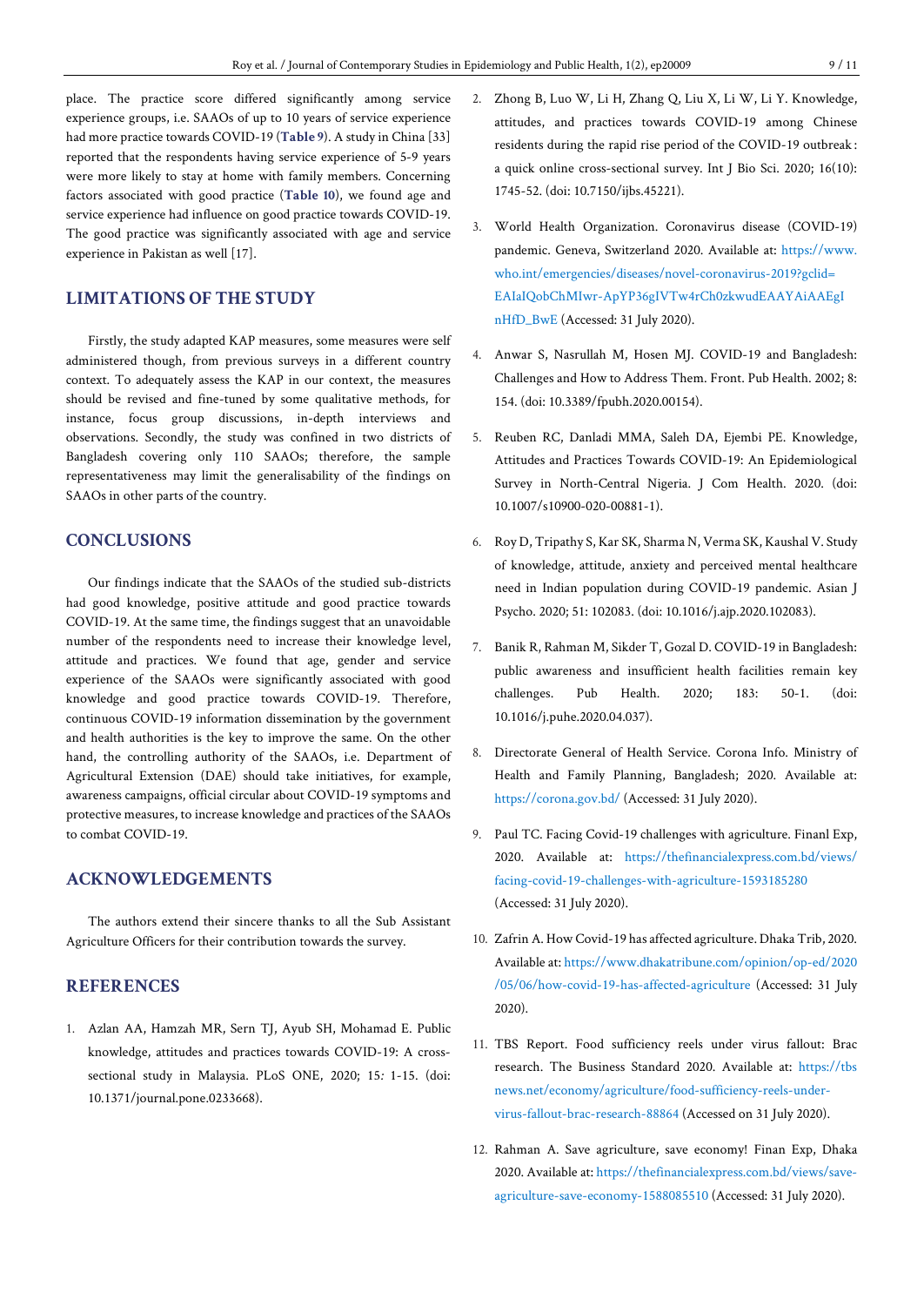place. The practice score differed significantly among service experience groups, i.e. SAAOs of up to 10 years of service experience had more practice towards COVID-19 (**Table 9**). A study in China [33] reported that the respondents having service experience of 5-9 years were more likely to stay at home with family members. Concerning factors associated with good practice (**Table 10**), we found age and service experience had influence on good practice towards COVID-19. The good practice was significantly associated with age and service experience in Pakistan as well [17].

## LIMITATIONS OF THE STUDY

Firstly, the study adapted KAP measures, some measures were self administered though, from previous surveys in a different country context. To adequately assess the KAP in our context, the measures should be revised and fine-tuned by some qualitative methods, for instance, focus group discussions, in-depth interviews and observations. Secondly, the study was confined in two districts of Bangladesh covering only 110 SAAOs; therefore, the sample representativeness may limit the generalisability of the findings on SAAOs in other parts of the country.

## CONCLUSIONS

Our findings indicate that the SAAOs of the studied sub-districts had good knowledge, positive attitude and good practice towards COVID-19. At the same time, the findings suggest that an unavoidable number of the respondents need to increase their knowledge level, attitude and practices. We found that age, gender and service experience of the SAAOs were significantly associated with good knowledge and good practice towards COVID-19. Therefore, continuous COVID-19 information dissemination by the government and health authorities is the key to improve the same. On the other hand, the controlling authority of the SAAOs, i.e. Department of Agricultural Extension (DAE) should take initiatives, for example, awareness campaigns, official circular about COVID-19 symptoms and protective measures, to increase knowledge and practices of the SAAOs to combat COVID-19.

## ACKNOWLEDGEMENTS

The authors extend their sincere thanks to all the Sub Assistant Agriculture Officers for their contribution towards the survey.

## REFERENCES

1. Azlan AA, Hamzah MR, Sern TJ, Ayub SH, Mohamad E. Public knowledge, attitudes and practices towards COVID-19: A cross-sectional study in Malaysia. PLoS ONE, 2020; 15*:* 1-15. (doi: 10.1371/journal.pone.0233668).
2. Zhong B, Luo W, Li H, Zhang Q, Liu X, Li W, Li Y. Knowledge, attitudes, and practices towards COVID-19 among Chinese residents during the rapid rise period of the COVID-19 outbreak: a quick online cross-sectional survey. Int J Bio Sci. 2020; 16(10): 1745-52. (doi: 10.7150/ijbs.45221).
3. World Health Organization. Coronavirus disease (COVID-19) pandemic. Geneva, Switzerland 2020. Available at: https://www.who.int/emergencies/diseases/novel-coronavirus-2019?gclid=EAIaIQobChMIwr-ApYP36gIVTw4rCh0zkwudEAAYAiAAEgInHfD_BwE (Accessed: 31 July 2020).
4. Anwar S, Nasrullah M, Hosen MJ. COVID-19 and Bangladesh: Challenges and How to Address Them. Front. Pub Health. 2002; 8: 154. (doi: 10.3389/fpubh.2020.00154).
5. Reuben RC, Danladi MMA, Saleh DA, Ejembi PE. Knowledge, Attitudes and Practices Towards COVID-19: An Epidemiological Survey in North-Central Nigeria. J Com Health. 2020. (doi: 10.1007/s10900-020-00881-1).
6. Roy D, Tripathy S, Kar SK, Sharma N, Verma SK, Kaushal V. Study of knowledge, attitude, anxiety and perceived mental healthcare need in Indian population during COVID-19 pandemic. Asian J Psycho. 2020; 51: 102083. (doi: 10.1016/j.ajp.2020.102083).
7. Banik R, Rahman M, Sikder T, Gozal D. COVID-19 in Bangladesh: public awareness and insufficient health facilities remain key challenges. Pub Health. 2020; 183: 50-1. (doi: 10.1016/j.puhe.2020.04.037).
8. Directorate General of Health Service. Corona Info. Ministry of Health and Family Planning, Bangladesh; 2020. Available at: https://corona.gov.bd/ (Accessed: 31 July 2020).
9. Paul TC. Facing Covid-19 challenges with agriculture. Finanl Exp, 2020. Available at: https://thefinancialexpress.com.bd/views/facing-covid-19-challenges-with-agriculture-1593185280 (Accessed: 31 July 2020).
10. Zafrin A. How Covid-19 has affected agriculture. Dhaka Trib, 2020. Available at: https://www.dhakatribune.com/opinion/op-ed/2020/05/06/how-covid-19-has-affected-agriculture (Accessed: 31 July 2020).
11. TBS Report. Food sufficiency reels under virus fallout: Brac research. The Business Standard 2020. Available at: https://tbsnews.net/economy/agriculture/food-sufficiency-reels-under-virus-fallout-brac-research-88864 (Accessed on 31 July 2020).
12. Rahman A. Save agriculture, save economy! Finan Exp, Dhaka 2020. Available at: https://thefinancialexpress.com.bd/views/save-agriculture-save-economy-1588085510 (Accessed: 31 July 2020).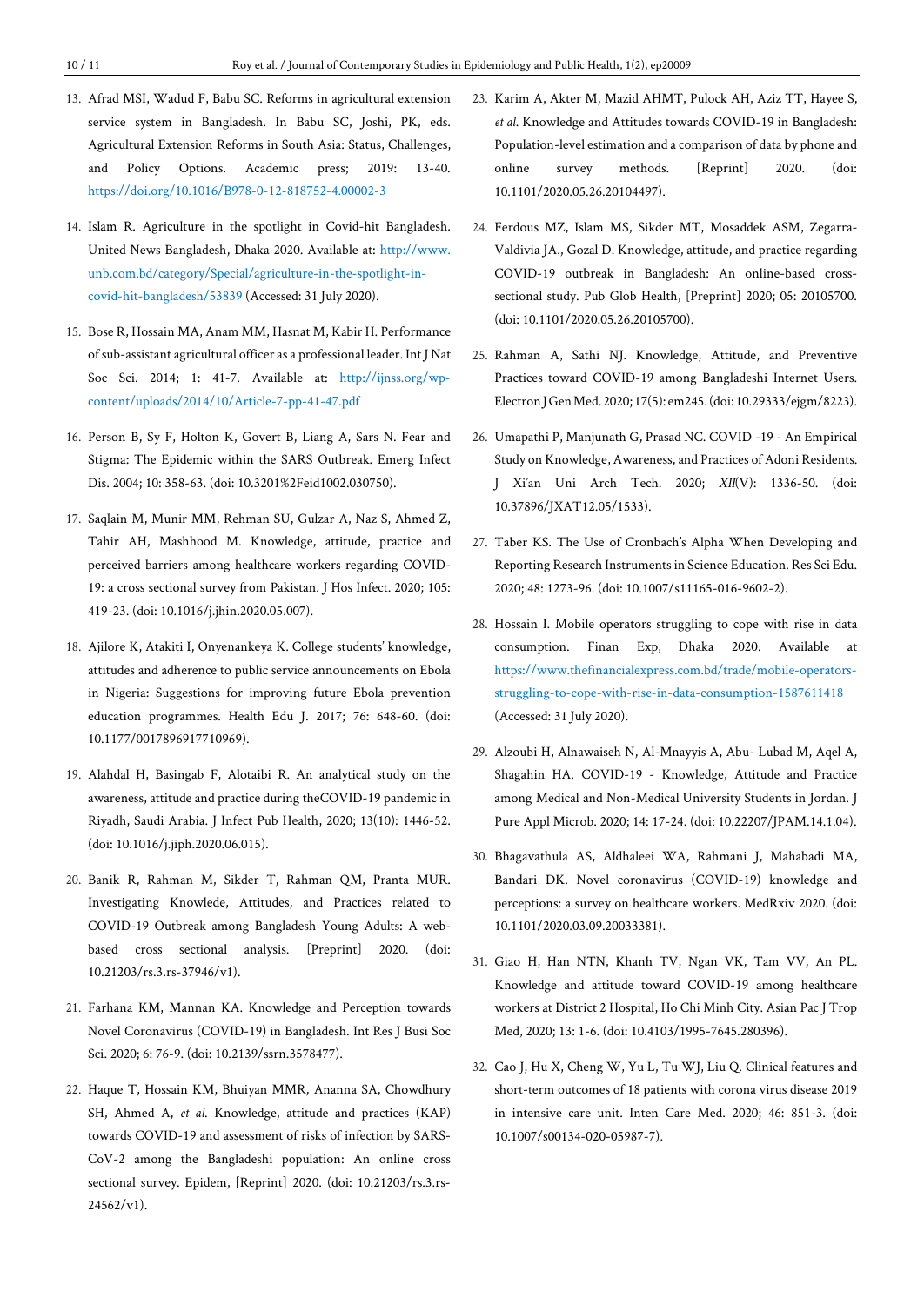13. Afrad MSI, Wadud F, Babu SC. Reforms in agricultural extension service system in Bangladesh. In Babu SC, Joshi, PK, eds. Agricultural Extension Reforms in South Asia: Status, Challenges, and Policy Options. Academic press; 2019: 13-40. https://doi.org/10.1016/B978-0-12-818752-4.00002-3

14. Islam R. Agriculture in the spotlight in Covid-hit Bangladesh. United News Bangladesh, Dhaka 2020. Available at: http://www.unb.com.bd/category/Special/agriculture-in-the-spotlight-in-covid-hit-bangladesh/53839 (Accessed: 31 July 2020).

15. Bose R, Hossain MA, Anam MM, Hasnat M, Kabir H. Performance of sub-assistant agricultural officer as a professional leader. Int J Nat Soc Sci. 2014; 1: 41-7. Available at: http://ijnss.org/wp-content/uploads/2014/10/Article-7-pp-41-47.pdf

16. Person B, Sy F, Holton K, Govert B, Liang A, Sars N. Fear and Stigma: The Epidemic within the SARS Outbreak. Emerg Infect Dis. 2004; 10: 358-63. (doi: 10.3201%2Feid1002.030750).

17. Saqlain M, Munir MM, Rehman SU, Gulzar A, Naz S, Ahmed Z, Tahir AH, Mashhood M. Knowledge, attitude, practice and perceived barriers among healthcare workers regarding COVID-19: a cross sectional survey from Pakistan. J Hos Infect. 2020; 105: 419-23. (doi: 10.1016/j.jhin.2020.05.007).

18. Ajilore K, Atakiti I, Onyenankeya K. College students' knowledge, attitudes and adherence to public service announcements on Ebola in Nigeria: Suggestions for improving future Ebola prevention education programmes. Health Edu J. 2017; 76: 648-60. (doi: 10.1177/0017896917710969).

19. Alahdal H, Basingab F, Alotaibi R. An analytical study on the awareness, attitude and practice during theCOVID-19 pandemic in Riyadh, Saudi Arabia. J Infect Pub Health, 2020; 13(10): 1446-52. (doi: 10.1016/j.jiph.2020.06.015).

20. Banik R, Rahman M, Sikder T, Rahman QM, Pranta MUR. Investigating Knowlede, Attitudes, and Practices related to COVID-19 Outbreak among Bangladesh Young Adults: A web-based cross sectional analysis. [Preprint] 2020. (doi: 10.21203/rs.3.rs-37946/v1).

21. Farhana KM, Mannan KA. Knowledge and Perception towards Novel Coronavirus (COVID-19) in Bangladesh. Int Res J Busi Soc Sci. 2020; 6: 76-9. (doi: 10.2139/ssrn.3578477).

22. Haque T, Hossain KM, Bhuiyan MMR, Ananna SA, Chowdhury SH, Ahmed A, *et al*. Knowledge, attitude and practices (KAP) towards COVID-19 and assessment of risks of infection by SARS-CoV-2 among the Bangladeshi population: An online cross sectional survey. Epidem, [Reprint] 2020. (doi: 10.21203/rs.3.rs-24562/v1).

23. Karim A, Akter M, Mazid AHMT, Pulock AH, Aziz TT, Hayee S, *et al*. Knowledge and Attitudes towards COVID-19 in Bangladesh: Population-level estimation and a comparison of data by phone and online survey methods. [Reprint] 2020. (doi: 10.1101/2020.05.26.20104497).

24. Ferdous MZ, Islam MS, Sikder MT, Mosaddek ASM, Zegarra-Valdivia JA., Gozal D. Knowledge, attitude, and practice regarding COVID-19 outbreak in Bangladesh: An online-based cross-sectional study. Pub Glob Health, [Preprint] 2020; 05: 20105700. (doi: 10.1101/2020.05.26.20105700).

25. Rahman A, Sathi NJ. Knowledge, Attitude, and Preventive Practices toward COVID-19 among Bangladeshi Internet Users. Electron J Gen Med. 2020; 17(5): em245. (doi: 10.29333/ejgm/8223).

26. Umapathi P, Manjunath G, Prasad NC. COVID -19 - An Empirical Study on Knowledge, Awareness, and Practices of Adoni Residents. J Xi'an Uni Arch Tech. 2020; *XII*(V): 1336-50. (doi: 10.37896/JXAT12.05/1533).

27. Taber KS. The Use of Cronbach's Alpha When Developing and Reporting Research Instruments in Science Education. Res Sci Edu. 2020; 48: 1273-96. (doi: 10.1007/s11165-016-9602-2).

28. Hossain I. Mobile operators struggling to cope with rise in data consumption. Finan Exp, Dhaka 2020. Available at https://www.thefinancialexpress.com.bd/trade/mobile-operators-struggling-to-cope-with-rise-in-data-consumption-1587611418 (Accessed: 31 July 2020).

29. Alzoubi H, Alnawaiseh N, Al-Mnayyis A, Abu- Lubad M, Aqel A, Shagahin HA. COVID-19 - Knowledge, Attitude and Practice among Medical and Non-Medical University Students in Jordan. J Pure Appl Microb. 2020; 14: 17-24. (doi: 10.22207/JPAM.14.1.04).

30. Bhagavathula AS, Aldhaleei WA, Rahmani J, Mahabadi MA, Bandari DK. Novel coronavirus (COVID-19) knowledge and perceptions: a survey on healthcare workers. MedRxiv 2020. (doi: 10.1101/2020.03.09.20033381).

31. Giao H, Han NTN, Khanh TV, Ngan VK, Tam VV, An PL. Knowledge and attitude toward COVID-19 among healthcare workers at District 2 Hospital, Ho Chi Minh City. Asian Pac J Trop Med, 2020; 13: 1-6. (doi: 10.4103/1995-7645.280396).

32. Cao J, Hu X, Cheng W, Yu L, Tu WJ, Liu Q. Clinical features and short-term outcomes of 18 patients with corona virus disease 2019 in intensive care unit. Inten Care Med. 2020; 46: 851-3. (doi: 10.1007/s00134-020-05987-7).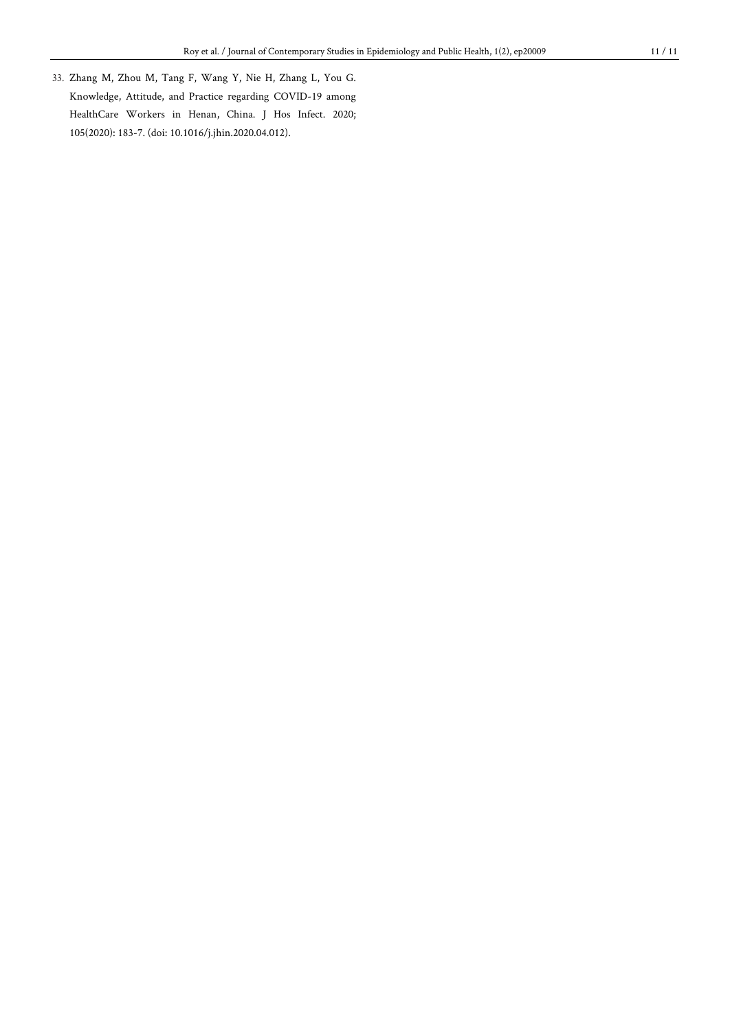33. Zhang M, Zhou M, Tang F, Wang Y, Nie H, Zhang L, You G. Knowledge, Attitude, and Practice regarding COVID-19 among HealthCare Workers in Henan, China. J Hos Infect. 2020; 105(2020): 183-7. (doi: 10.1016/j.jhin.2020.04.012).